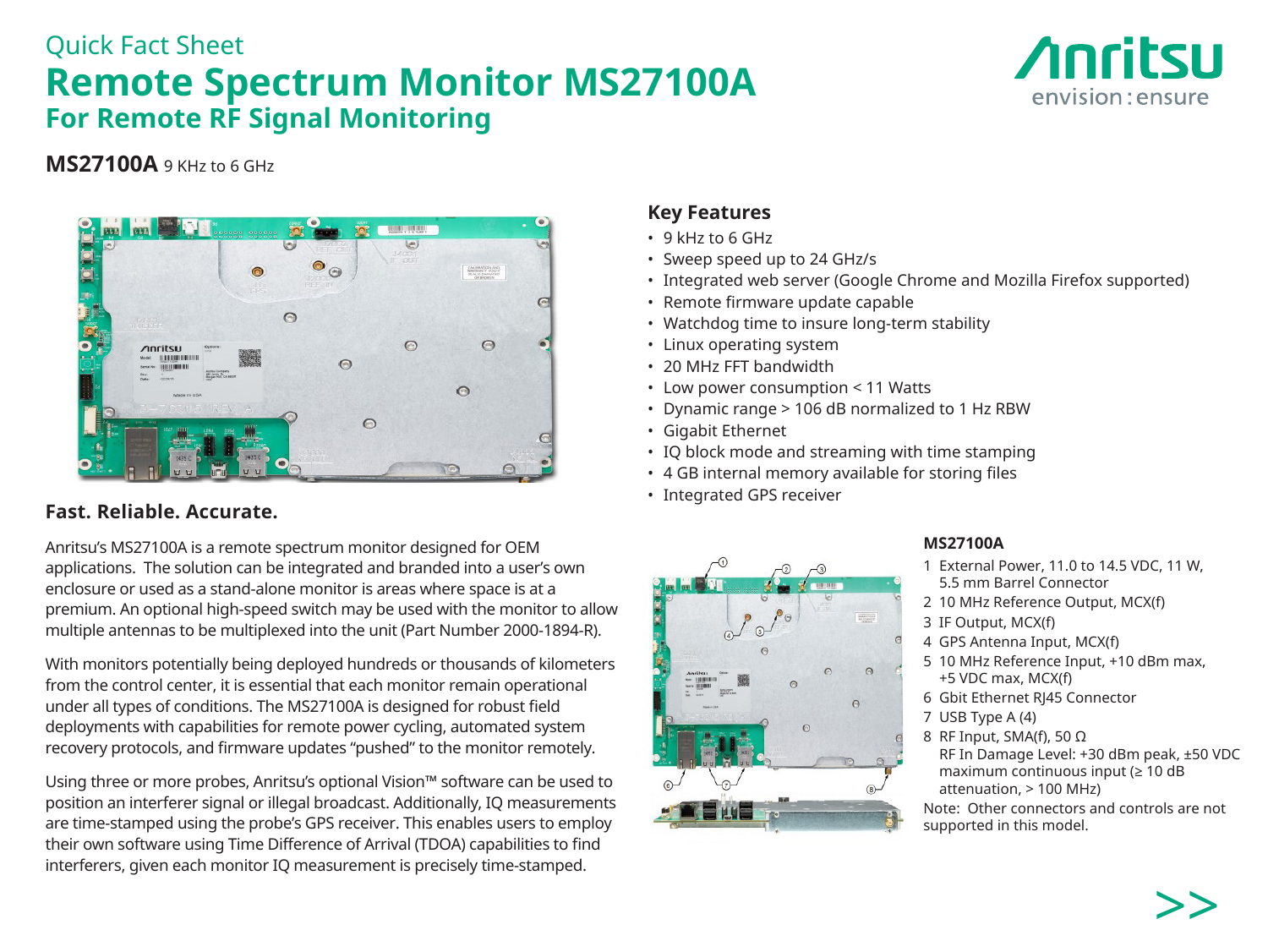Quick Fact Sheet

# Remote Spectrum Monitor MS27100A

## For Remote RF Signal Monitoring

**MS27100A** 9 KHz to 6 GHz

## Key Features

- 9 kHz to 6 GHz
- Sweep speed up to 24 GHz/s
- Integrated web server (Google Chrome and Mozilla Firefox supported)
- Remote firmware update capable
- Watchdog time to insure long-term stability
- Linux operating system
- 20 MHz FFT bandwidth
- Low power consumption < 11 Watts
- Dynamic range > 106 dB normalized to 1 Hz RBW
- Gigabit Ethernet
- IQ block mode and streaming with time stamping
- 4 GB internal memory available for storing files
- Integrated GPS receiver

## Fast. Reliable. Accurate.

Anritsu's MS27100A is a remote spectrum monitor designed for OEM applications. The solution can be integrated and branded into a user's own enclosure or used as a stand-alone monitor is areas where space is at a premium. An optional high-speed switch may be used with the monitor to allow multiple antennas to be multiplexed into the unit (Part Number 2000-1894-R).

With monitors potentially being deployed hundreds or thousands of kilometers from the control center, it is essential that each monitor remain operational under all types of conditions. The MS27100A is designed for robust field deployments with capabilities for remote power cycling, automated system recovery protocols, and firmware updates "pushed" to the monitor remotely.

Using three or more probes, Anritsu's optional Vision™ software can be used to position an interferer signal or illegal broadcast. Additionally, IQ measurements are time-stamped using the probe's GPS receiver. This enables users to employ their own software using Time Difference of Arrival (TDOA) capabilities to find interferers, given each monitor IQ measurement is precisely time-stamped.

### MS27100A

1. External Power, 11.0 to 14.5 VDC, 11 W, 5.5 mm Barrel Connector
2. 10 MHz Reference Output, MCX(f)
3. IF Output, MCX(f)
4. GPS Antenna Input, MCX(f)
5. 10 MHz Reference Input, +10 dBm max, +5 VDC max, MCX(f)
6. Gbit Ethernet RJ45 Connector
7. USB Type A (4)
8. RF Input, SMA(f), 50 Ω
   RF In Damage Level: +30 dBm peak, ±50 VDC maximum continuous input (≥ 10 dB attenuation, > 100 MHz)

Note: Other connectors and controls are not supported in this model.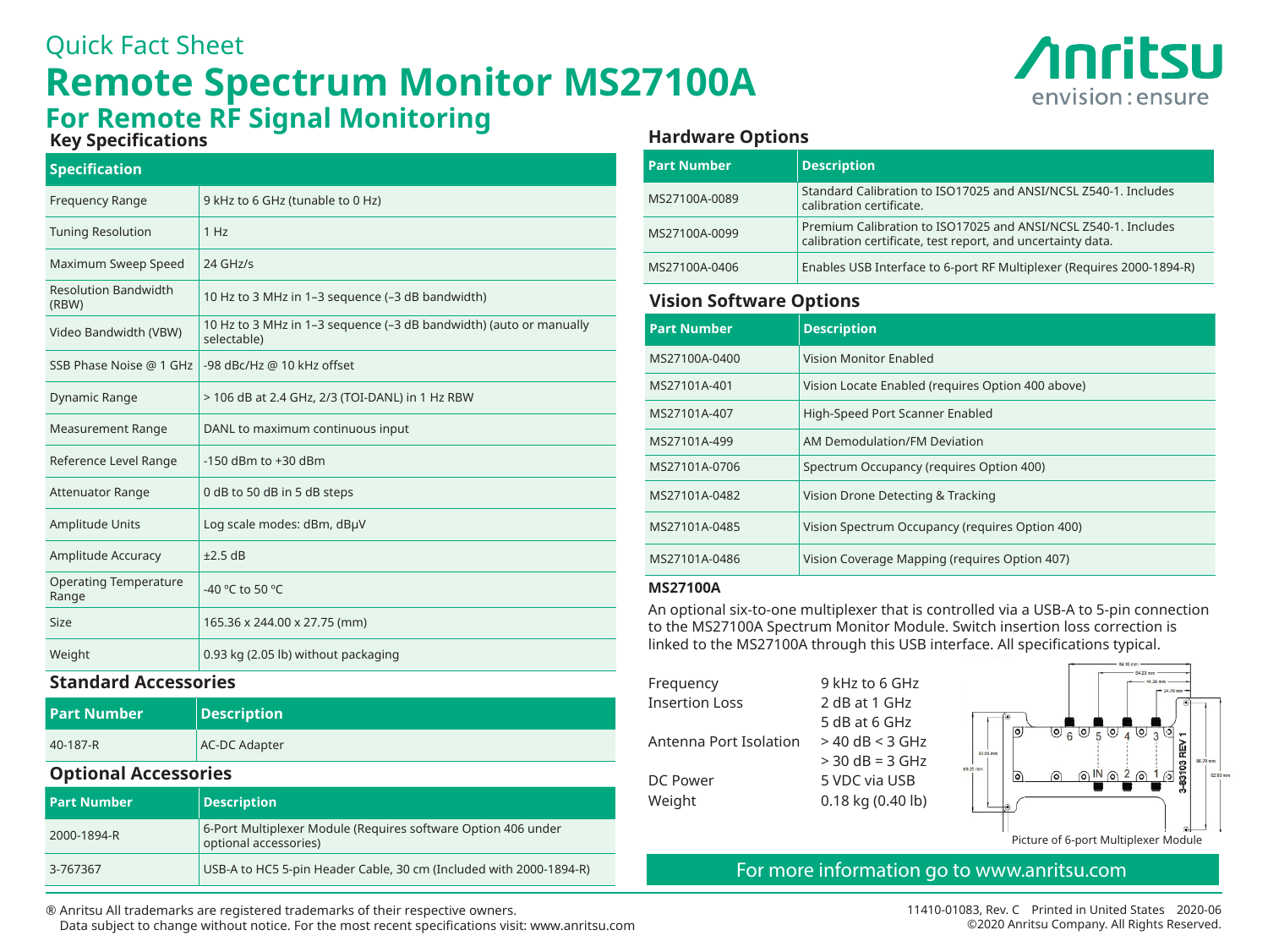Quick Fact Sheet

# Remote Spectrum Monitor MS27100A

## For Remote RF Signal Monitoring

### Key Specifications

| Specification | |
|---|---|
| Frequency Range | 9 kHz to 6 GHz (tunable to 0 Hz) |
| Tuning Resolution | 1 Hz |
| Maximum Sweep Speed | 24 GHz/s |
| Resolution Bandwidth (RBW) | 10 Hz to 3 MHz in 1–3 sequence (–3 dB bandwidth) |
| Video Bandwidth (VBW) | 10 Hz to 3 MHz in 1–3 sequence (–3 dB bandwidth) (auto or manually selectable) |
| SSB Phase Noise @ 1 GHz | -98 dBc/Hz @ 10 kHz offset |
| Dynamic Range | > 106 dB at 2.4 GHz, 2/3 (TOI-DANL) in 1 Hz RBW |
| Measurement Range | DANL to maximum continuous input |
| Reference Level Range | -150 dBm to +30 dBm |
| Attenuator Range | 0 dB to 50 dB in 5 dB steps |
| Amplitude Units | Log scale modes: dBm, dBµV |
| Amplitude Accuracy | ±2.5 dB |
| Operating Temperature Range | -40 °C to 50 °C |
| Size | 165.36 x 244.00 x 27.75 (mm) |
| Weight | 0.93 kg (2.05 lb) without packaging |

### Standard Accessories

| Part Number | Description |
|---|---|
| 40-187-R | AC-DC Adapter |

### Optional Accessories

| Part Number | Description |
|---|---|
| 2000-1894-R | 6-Port Multiplexer Module (Requires software Option 406 under optional accessories) |
| 3-767367 | USB-A to HC5 5-pin Header Cable, 30 cm (Included with 2000-1894-R) |

### Hardware Options

| Part Number | Description |
|---|---|
| MS27100A-0089 | Standard Calibration to ISO17025 and ANSI/NCSL Z540-1. Includes calibration certificate. |
| MS27100A-0099 | Premium Calibration to ISO17025 and ANSI/NCSL Z540-1. Includes calibration certificate, test report, and uncertainty data. |
| MS27100A-0406 | Enables USB Interface to 6-port RF Multiplexer (Requires 2000-1894-R) |

### Vision Software Options

| Part Number | Description |
|---|---|
| MS27100A-0400 | Vision Monitor Enabled |
| MS27101A-401 | Vision Locate Enabled (requires Option 400 above) |
| MS27101A-407 | High-Speed Port Scanner Enabled |
| MS27101A-499 | AM Demodulation/FM Deviation |
| MS27101A-0706 | Spectrum Occupancy (requires Option 400) |
| MS27101A-0482 | Vision Drone Detecting & Tracking |
| MS27101A-0485 | Vision Spectrum Occupancy (requires Option 400) |
| MS27101A-0486 | Vision Coverage Mapping (requires Option 407) |

**MS27100A**

An optional six-to-one multiplexer that is controlled via a USB-A to 5-pin connection to the MS27100A Spectrum Monitor Module. Switch insertion loss correction is linked to the MS27100A through this USB interface. All specifications typical.

| | |
|---|---|
| Frequency | 9 kHz to 6 GHz |
| Insertion Loss | 2 dB at 1 GHz<br>5 dB at 6 GHz |
| Antenna Port Isolation | > 40 dB < 3 GHz<br>> 30 dB = 3 GHz |
| DC Power | 5 VDC via USB |
| Weight | 0.18 kg (0.40 lb) |

Picture of 6-port Multiplexer Module

For more information go to www.anritsu.com

® Anritsu All trademarks are registered trademarks of their respective owners.
Data subject to change without notice. For the most recent specifications visit: www.anritsu.com

11410-01083, Rev. C Printed in United States 2020-06
©2020 Anritsu Company. All Rights Reserved.